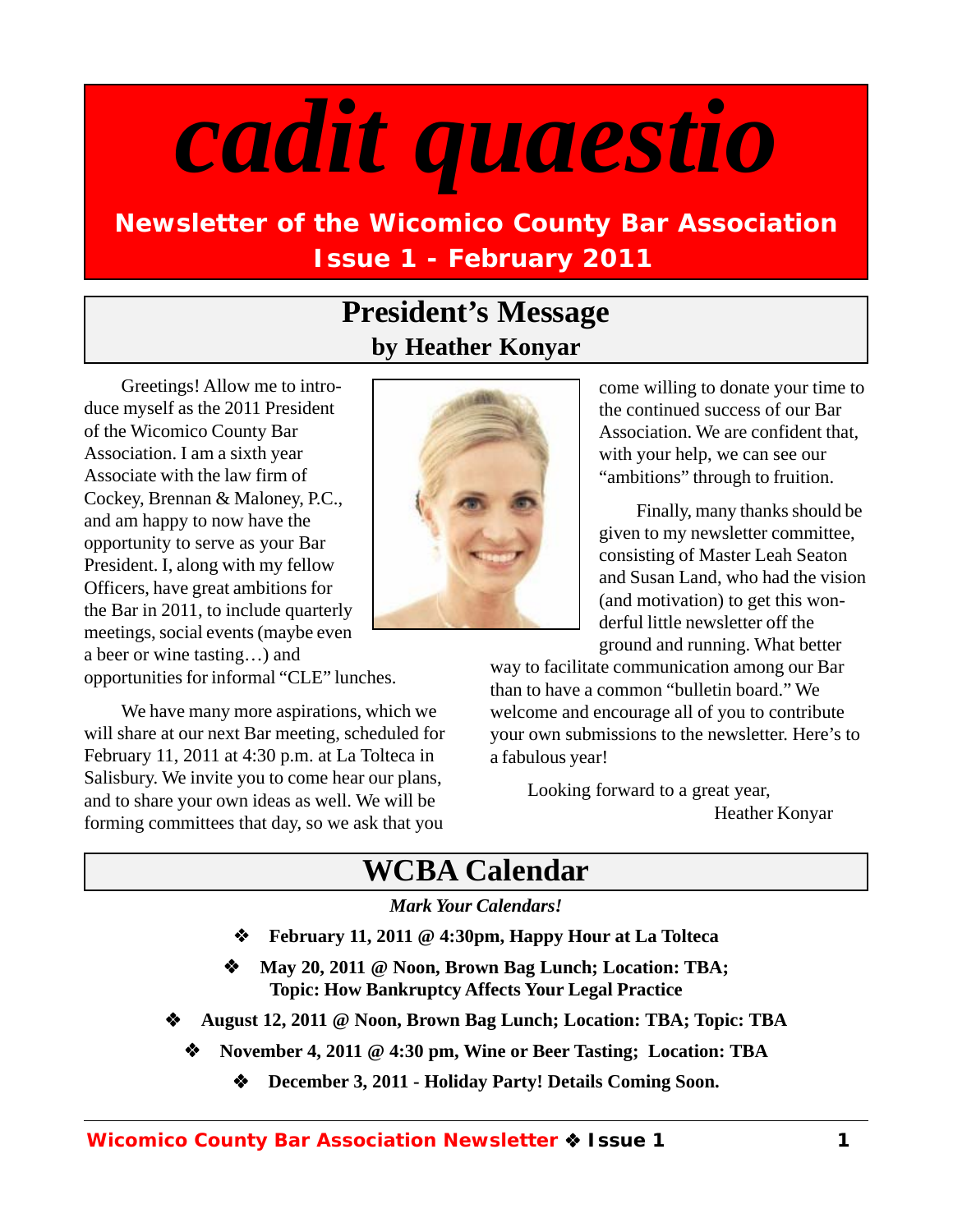# *cadit quaestio*

**Newsletter of the Wicomico County Bar Association**

**Issue 1 - February 2011**

## President's Message

### by Heather Konyar

Greetings! Allow me to introduce myself as the 2011 President of the Wicomico County Bar Association. I am a sixth year Associate with the law firm of Cockey, Brennan & Maloney, P.C., and am happy to now have the opportunity to serve as your Bar President. I, along with my fellow Officers, have great ambitions for the Bar in 2011, to include quarterly meetings, social events (maybe even a beer or wine tasting…) and opportunities for informal "CLE" lunches.

We have many more aspirations, which we will share at our next Bar meeting, scheduled for February 11, 2011 at 4:30 p.m. at La Tolteca in Salisbury. We invite you to come hear our plans, and to share your own ideas as well. We will be forming committees that day, so we ask that you come willing to donate your time to the continued success of our Bar Association. We are confident that, with your help, we can see our "ambitions" through to fruition.

Finally, many thanks should be given to my newsletter committee, consisting of Master Leah Seaton and Susan Land, who had the vision (and motivation) to get this wonderful little newsletter off the ground and running. What better way to facilitate communication among our Bar than to have a common "bulletin board." We welcome and encourage all of you to contribute your own submissions to the newsletter. Here's to a fabulous year!

Looking forward to a great year,

Heather Konyar

## WCBA Calendar

***Mark Your Calendars!***

- **February 11, 2011 @ 4:30pm, Happy Hour at La Tolteca**
- **May 20, 2011 @ Noon, Brown Bag Lunch; Location: TBA; Topic: How Bankruptcy Affects Your Legal Practice**
- **August 12, 2011 @ Noon, Brown Bag Lunch; Location: TBA; Topic: TBA**
- **November 4, 2011 @ 4:30 pm, Wine or Beer Tasting; Location: TBA**
- **December 3, 2011 - Holiday Party! Details Coming Soon.**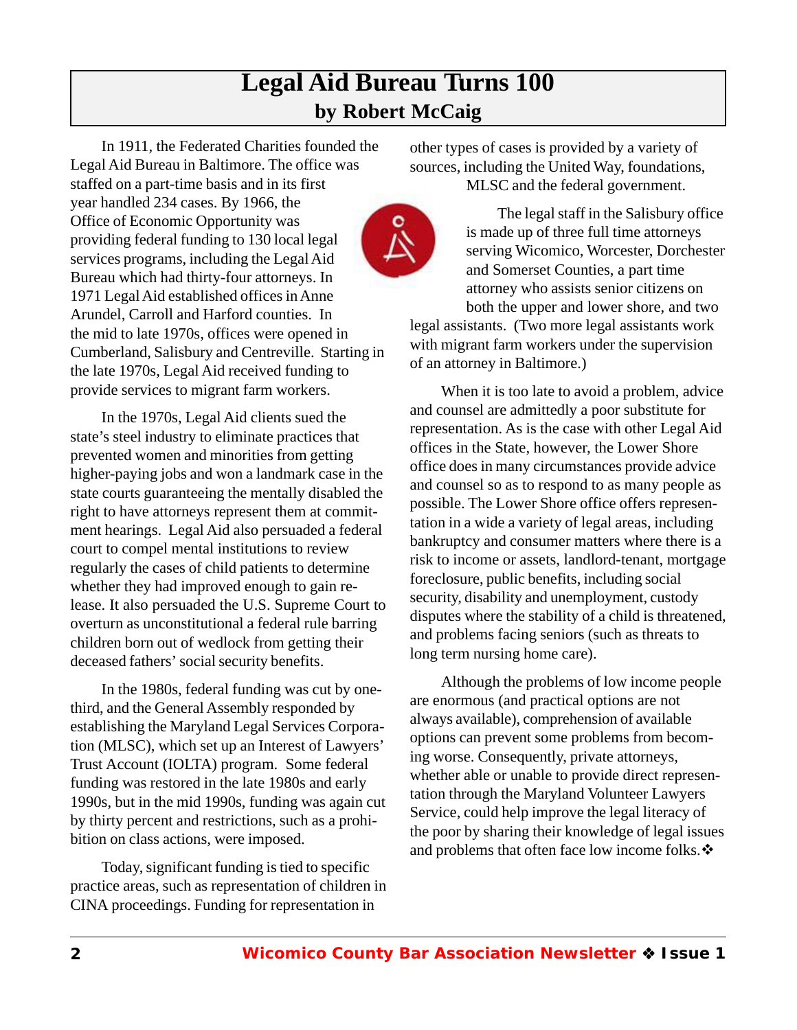# Legal Aid Bureau Turns 100

**by Robert McCaig**

In 1911, the Federated Charities founded the Legal Aid Bureau in Baltimore. The office was staffed on a part-time basis and in its first year handled 234 cases. By 1966, the Office of Economic Opportunity was providing federal funding to 130 local legal services programs, including the Legal Aid Bureau which had thirty-four attorneys. In 1971 Legal Aid established offices in Anne Arundel, Carroll and Harford counties. In the mid to late 1970s, offices were opened in Cumberland, Salisbury and Centreville. Starting in the late 1970s, Legal Aid received funding to provide services to migrant farm workers.

In the 1970s, Legal Aid clients sued the state's steel industry to eliminate practices that prevented women and minorities from getting higher-paying jobs and won a landmark case in the state courts guaranteeing the mentally disabled the right to have attorneys represent them at commitment hearings. Legal Aid also persuaded a federal court to compel mental institutions to review regularly the cases of child patients to determine whether they had improved enough to gain release. It also persuaded the U.S. Supreme Court to overturn as unconstitutional a federal rule barring children born out of wedlock from getting their deceased fathers' social security benefits.

In the 1980s, federal funding was cut by one-third, and the General Assembly responded by establishing the Maryland Legal Services Corporation (MLSC), which set up an Interest of Lawyers' Trust Account (IOLTA) program. Some federal funding was restored in the late 1980s and early 1990s, but in the mid 1990s, funding was again cut by thirty percent and restrictions, such as a prohibition on class actions, were imposed.

Today, significant funding is tied to specific practice areas, such as representation of children in CINA proceedings. Funding for representation in other types of cases is provided by a variety of sources, including the United Way, foundations, MLSC and the federal government.

The legal staff in the Salisbury office is made up of three full time attorneys serving Wicomico, Worcester, Dorchester and Somerset Counties, a part time attorney who assists senior citizens on both the upper and lower shore, and two legal assistants. (Two more legal assistants work with migrant farm workers under the supervision of an attorney in Baltimore.)

When it is too late to avoid a problem, advice and counsel are admittedly a poor substitute for representation. As is the case with other Legal Aid offices in the State, however, the Lower Shore office does in many circumstances provide advice and counsel so as to respond to as many people as possible. The Lower Shore office offers representation in a wide a variety of legal areas, including bankruptcy and consumer matters where there is a risk to income or assets, landlord-tenant, mortgage foreclosure, public benefits, including social security, disability and unemployment, custody disputes where the stability of a child is threatened, and problems facing seniors (such as threats to long term nursing home care).

Although the problems of low income people are enormous (and practical options are not always available), comprehension of available options can prevent some problems from becoming worse. Consequently, private attorneys, whether able or unable to provide direct representation through the Maryland Volunteer Lawyers Service, could help improve the legal literacy of the poor by sharing their knowledge of legal issues and problems that often face low income folks.❖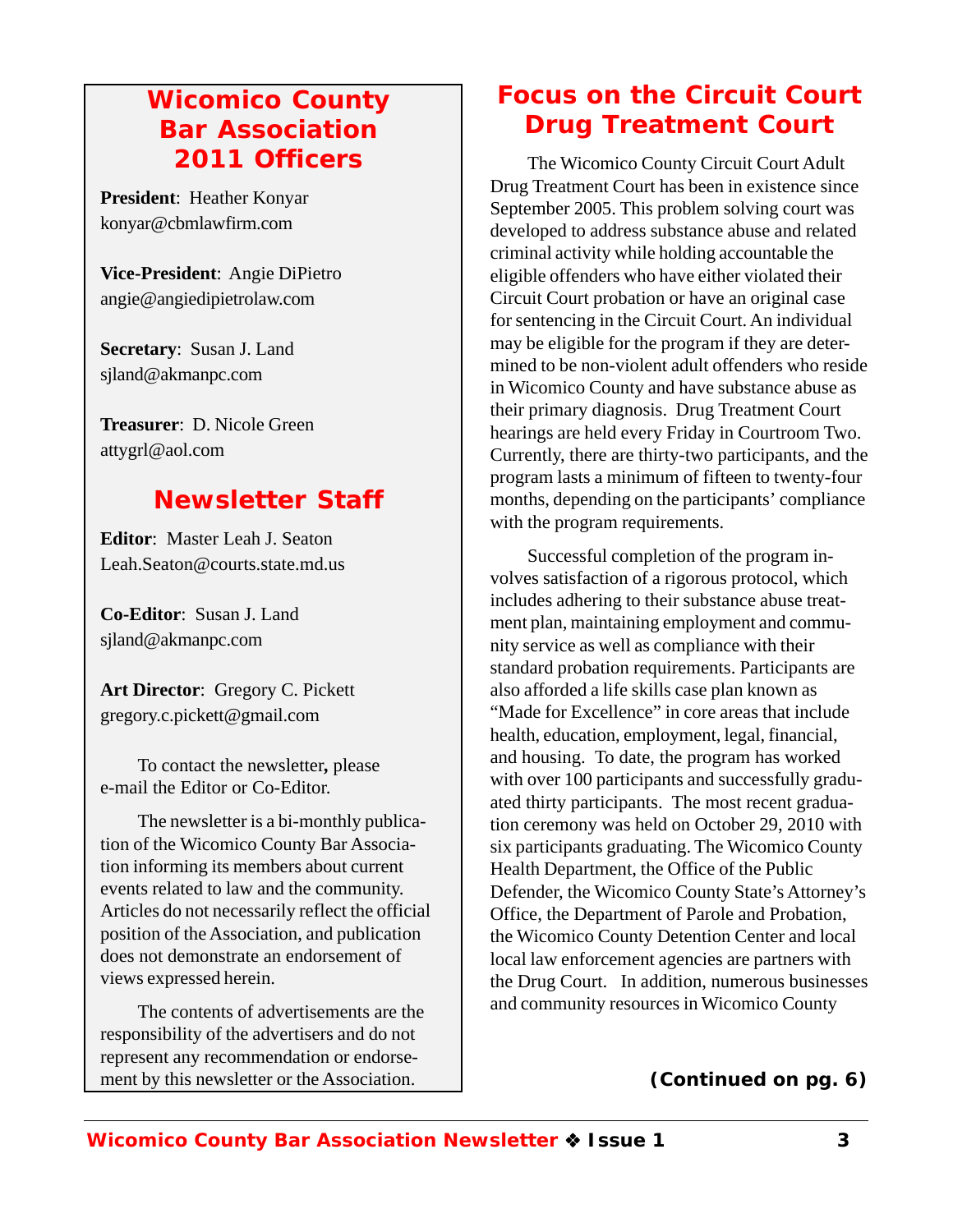## Wicomico County Bar Association 2011 Officers

**President**: Heather Konyar
konyar@cbmlawfirm.com

**Vice-President**: Angie DiPietro
angie@angiedipietrolaw.com

**Secretary**: Susan J. Land
sjland@akmanpc.com

**Treasurer**: D. Nicole Green
attygrl@aol.com

## Newsletter Staff

**Editor**: Master Leah J. Seaton
Leah.Seaton@courts.state.md.us

**Co-Editor**: Susan J. Land
sjland@akmanpc.com

**Art Director**: Gregory C. Pickett
gregory.c.pickett@gmail.com

To contact the newsletter**,** please e-mail the Editor or Co-Editor.

The newsletter is a bi-monthly publication of the Wicomico County Bar Association informing its members about current events related to law and the community. Articles do not necessarily reflect the official position of the Association, and publication does not demonstrate an endorsement of views expressed herein.

The contents of advertisements are the responsibility of the advertisers and do not represent any recommendation or endorsement by this newsletter or the Association.

# Focus on the Circuit Court Drug Treatment Court

The Wicomico County Circuit Court Adult Drug Treatment Court has been in existence since September 2005. This problem solving court was developed to address substance abuse and related criminal activity while holding accountable the eligible offenders who have either violated their Circuit Court probation or have an original case for sentencing in the Circuit Court. An individual may be eligible for the program if they are determined to be non-violent adult offenders who reside in Wicomico County and have substance abuse as their primary diagnosis. Drug Treatment Court hearings are held every Friday in Courtroom Two. Currently, there are thirty-two participants, and the program lasts a minimum of fifteen to twenty-four months, depending on the participants' compliance with the program requirements.

Successful completion of the program involves satisfaction of a rigorous protocol, which includes adhering to their substance abuse treatment plan, maintaining employment and community service as well as compliance with their standard probation requirements. Participants are also afforded a life skills case plan known as "Made for Excellence" in core areas that include health, education, employment, legal, financial, and housing. To date, the program has worked with over 100 participants and successfully graduated thirty participants. The most recent graduation ceremony was held on October 29, 2010 with six participants graduating. The Wicomico County Health Department, the Office of the Public Defender, the Wicomico County State's Attorney's Office, the Department of Parole and Probation, the Wicomico County Detention Center and local local law enforcement agencies are partners with the Drug Court. In addition, numerous businesses and community resources in Wicomico County

**(Continued on pg. 6)**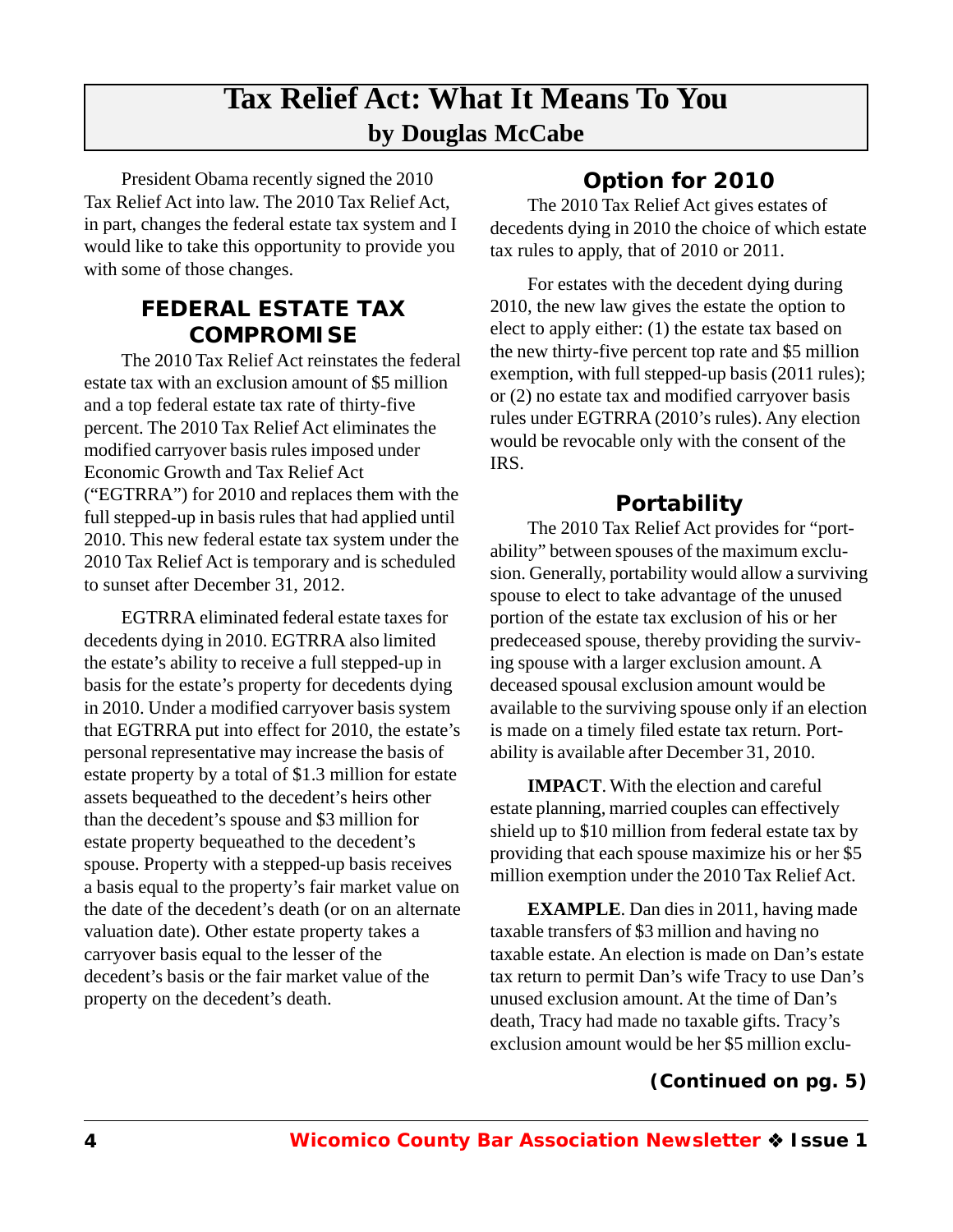# Tax Relief Act: What It Means To You

**by Douglas McCabe**

President Obama recently signed the 2010 Tax Relief Act into law. The 2010 Tax Relief Act, in part, changes the federal estate tax system and I would like to take this opportunity to provide you with some of those changes.

## FEDERAL ESTATE TAX COMPROMISE

The 2010 Tax Relief Act reinstates the federal estate tax with an exclusion amount of $5 million and a top federal estate tax rate of thirty-five percent. The 2010 Tax Relief Act eliminates the modified carryover basis rules imposed under Economic Growth and Tax Relief Act ("EGTRRA") for 2010 and replaces them with the full stepped-up in basis rules that had applied until 2010. This new federal estate tax system under the 2010 Tax Relief Act is temporary and is scheduled to sunset after December 31, 2012.

EGTRRA eliminated federal estate taxes for decedents dying in 2010. EGTRRA also limited the estate's ability to receive a full stepped-up in basis for the estate's property for decedents dying in 2010. Under a modified carryover basis system that EGTRRA put into effect for 2010, the estate's personal representative may increase the basis of estate property by a total of $1.3 million for estate assets bequeathed to the decedent's heirs other than the decedent's spouse and $3 million for estate property bequeathed to the decedent's spouse. Property with a stepped-up basis receives a basis equal to the property's fair market value on the date of the decedent's death (or on an alternate valuation date). Other estate property takes a carryover basis equal to the lesser of the decedent's basis or the fair market value of the property on the decedent's death.

## Option for 2010

The 2010 Tax Relief Act gives estates of decedents dying in 2010 the choice of which estate tax rules to apply, that of 2010 or 2011.

For estates with the decedent dying during 2010, the new law gives the estate the option to elect to apply either: (1) the estate tax based on the new thirty-five percent top rate and $5 million exemption, with full stepped-up basis (2011 rules); or (2) no estate tax and modified carryover basis rules under EGTRRA (2010's rules). Any election would be revocable only with the consent of the IRS.

## Portability

The 2010 Tax Relief Act provides for "portability" between spouses of the maximum exclusion. Generally, portability would allow a surviving spouse to elect to take advantage of the unused portion of the estate tax exclusion of his or her predeceased spouse, thereby providing the surviving spouse with a larger exclusion amount. A deceased spousal exclusion amount would be available to the surviving spouse only if an election is made on a timely filed estate tax return. Portability is available after December 31, 2010.

**IMPACT**. With the election and careful estate planning, married couples can effectively shield up to $10 million from federal estate tax by providing that each spouse maximize his or her $5 million exemption under the 2010 Tax Relief Act.

**EXAMPLE**. Dan dies in 2011, having made taxable transfers of $3 million and having no taxable estate. An election is made on Dan's estate tax return to permit Dan's wife Tracy to use Dan's unused exclusion amount. At the time of Dan's death, Tracy had made no taxable gifts. Tracy's exclusion amount would be her $5 million exclu-

**(Continued on pg. 5)**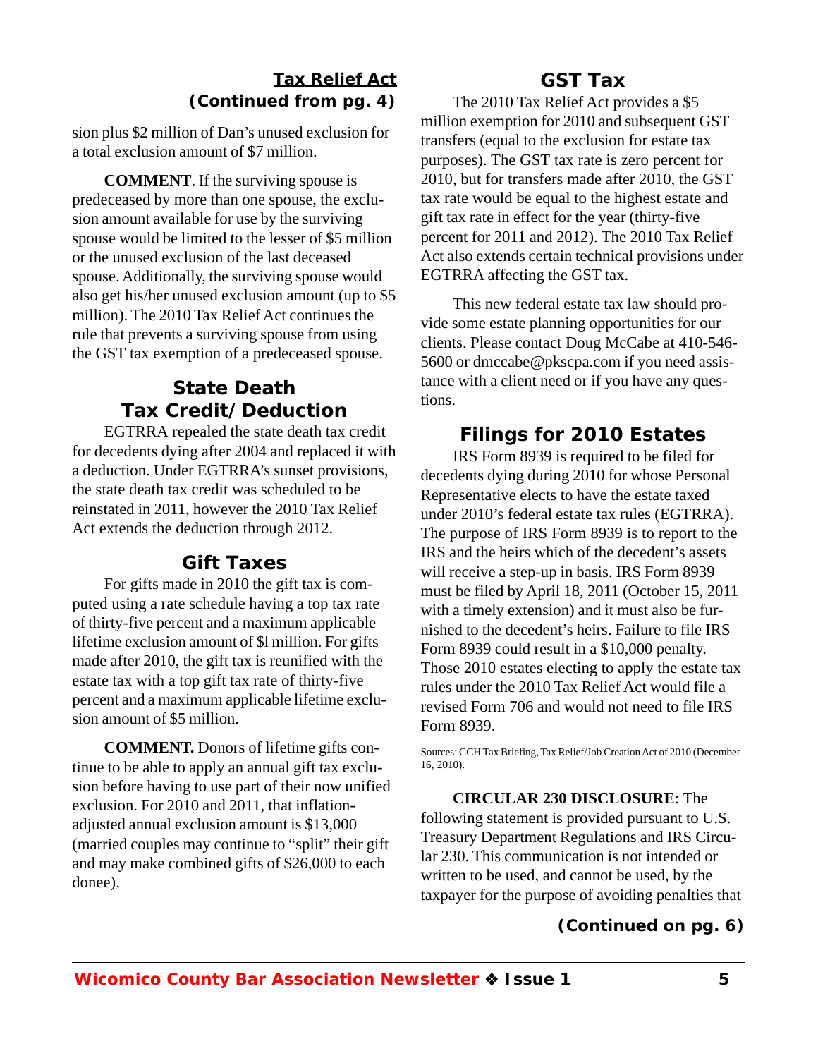**Tax Relief Act (Continued from pg. 4)**

sion plus $2 million of Dan's unused exclusion for a total exclusion amount of $7 million.

**COMMENT**. If the surviving spouse is predeceased by more than one spouse, the exclusion amount available for use by the surviving spouse would be limited to the lesser of $5 million or the unused exclusion of the last deceased spouse. Additionally, the surviving spouse would also get his/her unused exclusion amount (up to $5 million). The 2010 Tax Relief Act continues the rule that prevents a surviving spouse from using the GST tax exemption of a predeceased spouse.

## State Death Tax Credit/Deduction

EGTRRA repealed the state death tax credit for decedents dying after 2004 and replaced it with a deduction. Under EGTRRA's sunset provisions, the state death tax credit was scheduled to be reinstated in 2011, however the 2010 Tax Relief Act extends the deduction through 2012.

## Gift Taxes

For gifts made in 2010 the gift tax is computed using a rate schedule having a top tax rate of thirty-five percent and a maximum applicable lifetime exclusion amount of $l million. For gifts made after 2010, the gift tax is reunified with the estate tax with a top gift tax rate of thirty-five percent and a maximum applicable lifetime exclusion amount of $5 million.

**COMMENT.** Donors of lifetime gifts continue to be able to apply an annual gift tax exclusion before having to use part of their now unified exclusion. For 2010 and 2011, that inflation-adjusted annual exclusion amount is $13,000 (married couples may continue to "split" their gift and may make combined gifts of $26,000 to each donee).

## GST Tax

The 2010 Tax Relief Act provides a $5 million exemption for 2010 and subsequent GST transfers (equal to the exclusion for estate tax purposes). The GST tax rate is zero percent for 2010, but for transfers made after 2010, the GST tax rate would be equal to the highest estate and gift tax rate in effect for the year (thirty-five percent for 2011 and 2012). The 2010 Tax Relief Act also extends certain technical provisions under EGTRRA affecting the GST tax.

This new federal estate tax law should provide some estate planning opportunities for our clients. Please contact Doug McCabe at 410-546-5600 or dmccabe@pkscpa.com if you need assistance with a client need or if you have any questions.

## Filings for 2010 Estates

IRS Form 8939 is required to be filed for decedents dying during 2010 for whose Personal Representative elects to have the estate taxed under 2010's federal estate tax rules (EGTRRA). The purpose of IRS Form 8939 is to report to the IRS and the heirs which of the decedent's assets will receive a step-up in basis. IRS Form 8939 must be filed by April 18, 2011 (October 15, 2011 with a timely extension) and it must also be furnished to the decedent's heirs. Failure to file IRS Form 8939 could result in a $10,000 penalty. Those 2010 estates electing to apply the estate tax rules under the 2010 Tax Relief Act would file a revised Form 706 and would not need to file IRS Form 8939.

Sources: CCH Tax Briefing, Tax Relief/Job Creation Act of 2010 (December 16, 2010).

**CIRCULAR 230 DISCLOSURE**: The following statement is provided pursuant to U.S. Treasury Department Regulations and IRS Circular 230. This communication is not intended or written to be used, and cannot be used, by the taxpayer for the purpose of avoiding penalties that

**(Continued on pg. 6)**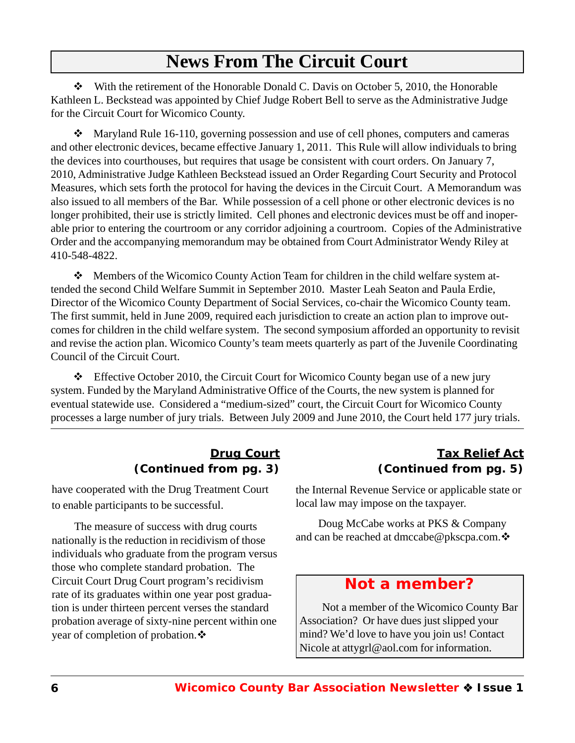# News From The Circuit Court

❖ With the retirement of the Honorable Donald C. Davis on October 5, 2010, the Honorable Kathleen L. Beckstead was appointed by Chief Judge Robert Bell to serve as the Administrative Judge for the Circuit Court for Wicomico County.

❖ Maryland Rule 16-110, governing possession and use of cell phones, computers and cameras and other electronic devices, became effective January 1, 2011. This Rule will allow individuals to bring the devices into courthouses, but requires that usage be consistent with court orders. On January 7, 2010, Administrative Judge Kathleen Beckstead issued an Order Regarding Court Security and Protocol Measures, which sets forth the protocol for having the devices in the Circuit Court. A Memorandum was also issued to all members of the Bar. While possession of a cell phone or other electronic devices is no longer prohibited, their use is strictly limited. Cell phones and electronic devices must be off and inoperable prior to entering the courtroom or any corridor adjoining a courtroom. Copies of the Administrative Order and the accompanying memorandum may be obtained from Court Administrator Wendy Riley at 410-548-4822.

❖ Members of the Wicomico County Action Team for children in the child welfare system attended the second Child Welfare Summit in September 2010. Master Leah Seaton and Paula Erdie, Director of the Wicomico County Department of Social Services, co-chair the Wicomico County team. The first summit, held in June 2009, required each jurisdiction to create an action plan to improve outcomes for children in the child welfare system. The second symposium afforded an opportunity to revisit and revise the action plan. Wicomico County's team meets quarterly as part of the Juvenile Coordinating Council of the Circuit Court.

❖ Effective October 2010, the Circuit Court for Wicomico County began use of a new jury system. Funded by the Maryland Administrative Office of the Courts, the new system is planned for eventual statewide use. Considered a "medium-sized" court, the Circuit Court for Wicomico County processes a large number of jury trials. Between July 2009 and June 2010, the Court held 177 jury trials.

---

## Drug Court (Continued from pg. 3)

have cooperated with the Drug Treatment Court to enable participants to be successful.

The measure of success with drug courts nationally is the reduction in recidivism of those individuals who graduate from the program versus those who complete standard probation. The Circuit Court Drug Court program's recidivism rate of its graduates within one year post graduation is under thirteen percent verses the standard probation average of sixty-nine percent within one year of completion of probation.❖

## Tax Relief Act (Continued from pg. 5)

the Internal Revenue Service or applicable state or local law may impose on the taxpayer.

Doug McCabe works at PKS & Company and can be reached at dmccabe@pkscpa.com.❖

## Not a member?

Not a member of the Wicomico County Bar Association? Or have dues just slipped your mind? We'd love to have you join us! Contact Nicole at attygrl@aol.com for information.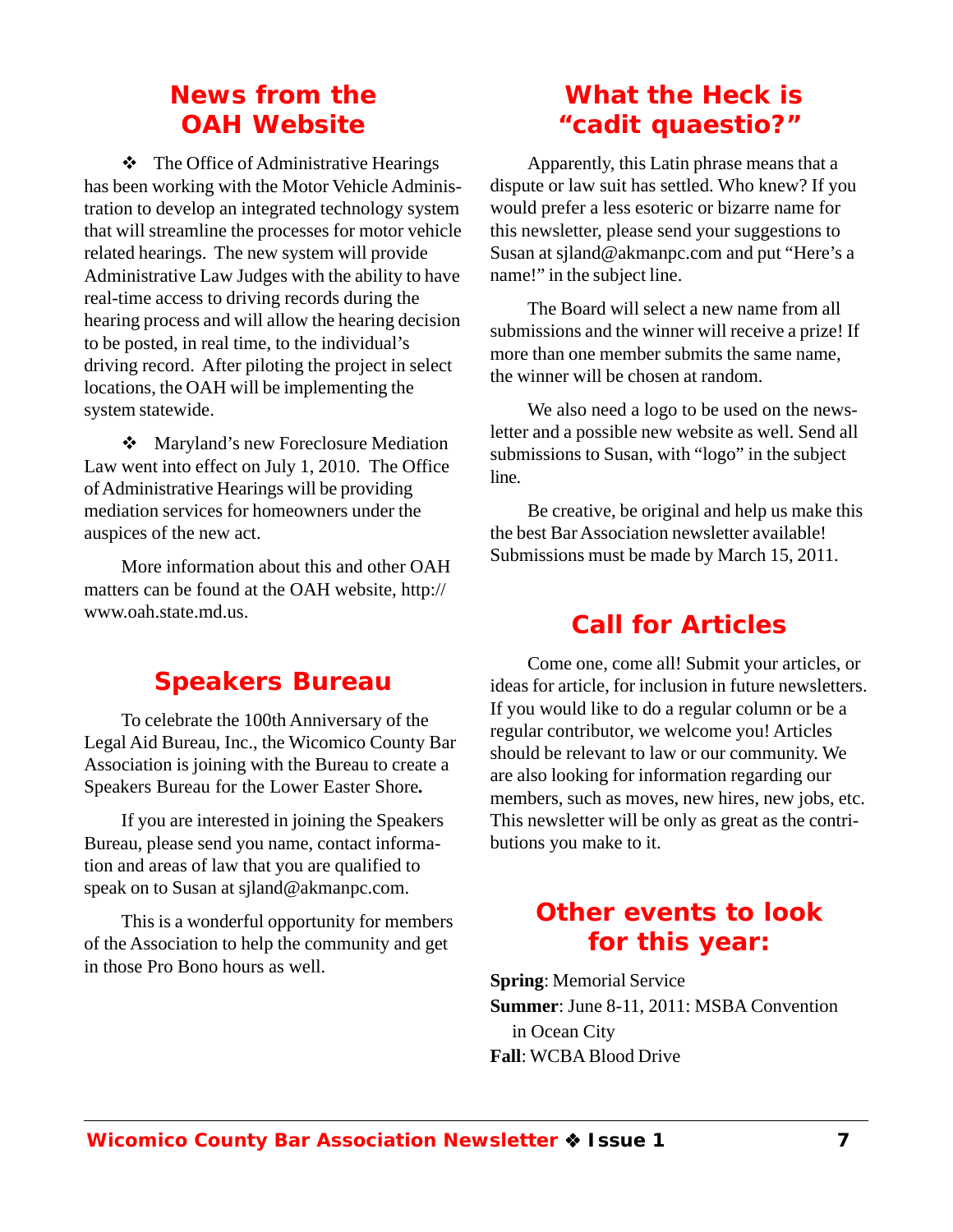## News from the OAH Website

❖ The Office of Administrative Hearings has been working with the Motor Vehicle Administration to develop an integrated technology system that will streamline the processes for motor vehicle related hearings. The new system will provide Administrative Law Judges with the ability to have real-time access to driving records during the hearing process and will allow the hearing decision to be posted, in real time, to the individual's driving record. After piloting the project in select locations, the OAH will be implementing the system statewide.

❖ Maryland's new Foreclosure Mediation Law went into effect on July 1, 2010. The Office of Administrative Hearings will be providing mediation services for homeowners under the auspices of the new act.

More information about this and other OAH matters can be found at the OAH website, http://www.oah.state.md.us.

## Speakers Bureau

To celebrate the 100th Anniversary of the Legal Aid Bureau, Inc., the Wicomico County Bar Association is joining with the Bureau to create a Speakers Bureau for the Lower Easter Shore**.**

If you are interested in joining the Speakers Bureau, please send you name, contact information and areas of law that you are qualified to speak on to Susan at sjland@akmanpc.com.

This is a wonderful opportunity for members of the Association to help the community and get in those Pro Bono hours as well.

## What the Heck is "cadit quaestio?"

Apparently, this Latin phrase means that a dispute or law suit has settled. Who knew? If you would prefer a less esoteric or bizarre name for this newsletter, please send your suggestions to Susan at sjland@akmanpc.com and put "Here's a name!" in the subject line.

The Board will select a new name from all submissions and the winner will receive a prize! If more than one member submits the same name, the winner will be chosen at random.

We also need a logo to be used on the newsletter and a possible new website as well. Send all submissions to Susan, with "logo" in the subject line.

Be creative, be original and help us make this the best Bar Association newsletter available! Submissions must be made by March 15, 2011.

## Call for Articles

Come one, come all! Submit your articles, or ideas for article, for inclusion in future newsletters. If you would like to do a regular column or be a regular contributor, we welcome you! Articles should be relevant to law or our community. We are also looking for information regarding our members, such as moves, new hires, new jobs, etc. This newsletter will be only as great as the contributions you make to it.

## Other events to look for this year:

**Spring**: Memorial Service
**Summer**: June 8-11, 2011: MSBA Convention in Ocean City
**Fall**: WCBA Blood Drive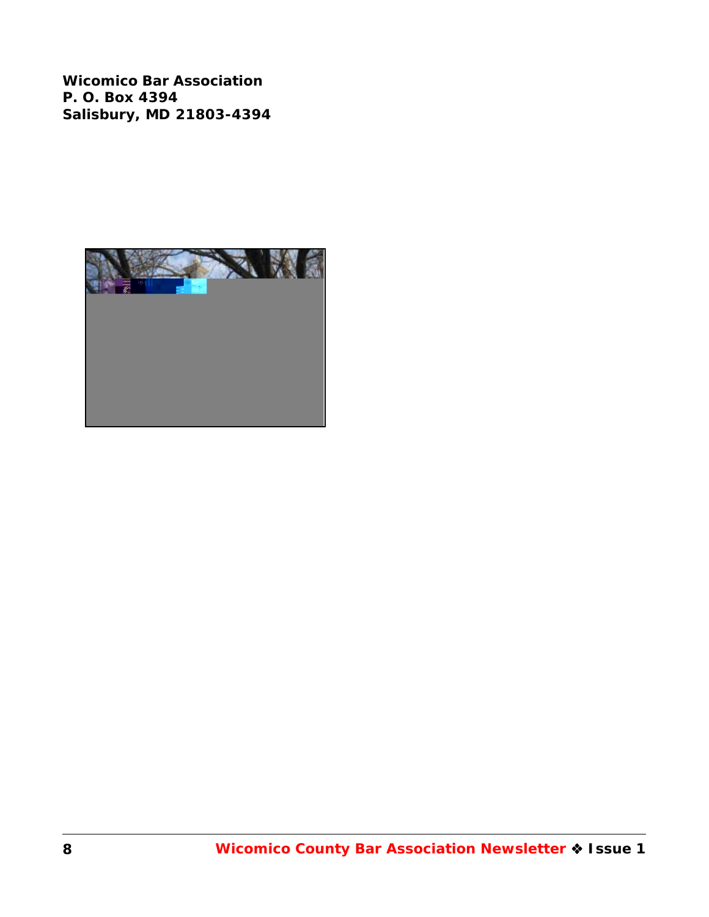**Wicomico Bar Association**
**P. O. Box 4394**
**Salisbury, MD 21803-4394**